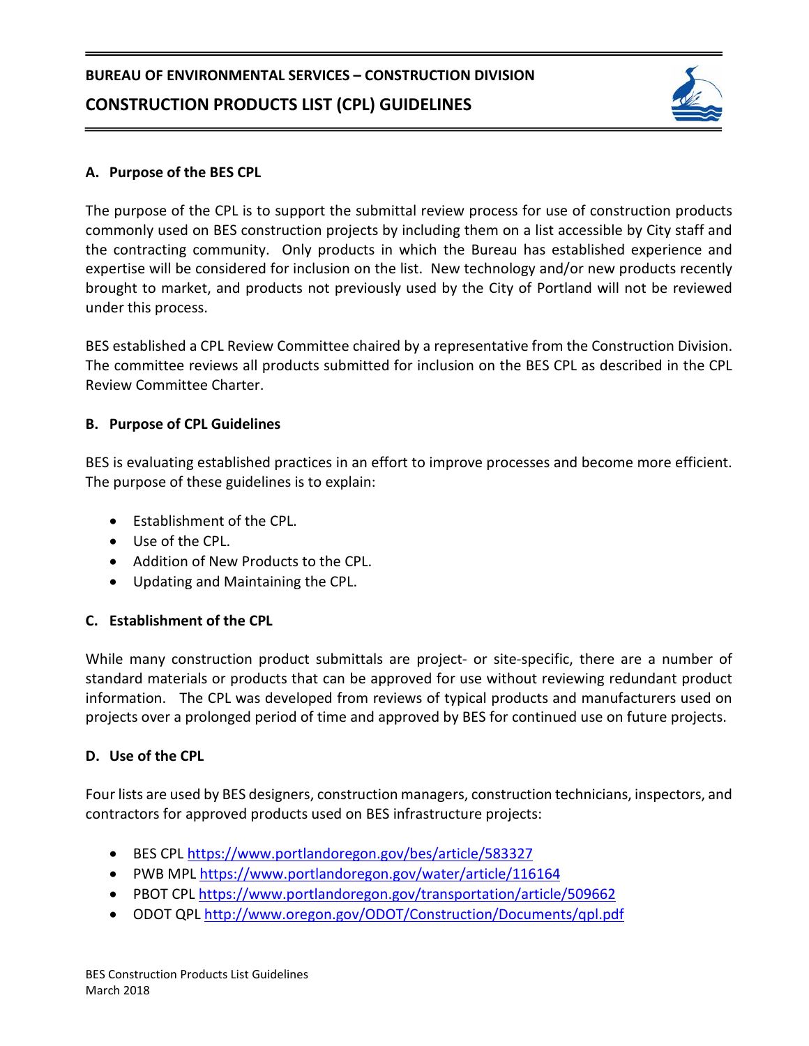# BUREAU OF ENVIRONMENTAL SERVICES – CONSTRUCTION DIVISION

# CONSTRUCTION PRODUCTS LIST (CPL) GUIDELINES

## A. Purpose of the BES CPL

The purpose of the CPL is to support the submittal review process for use of construction products commonly used on BES construction projects by including them on a list accessible by City staff and the contracting community. Only products in which the Bureau has established experience and expertise will be considered for inclusion on the list. New technology and/or new products recently brought to market, and products not previously used by the City of Portland will not be reviewed under this process.

BES established a CPL Review Committee chaired by a representative from the Construction Division. The committee reviews all products submitted for inclusion on the BES CPL as described in the CPL Review Committee Charter.

## B. Purpose of CPL Guidelines

BES is evaluating established practices in an effort to improve processes and become more efficient. The purpose of these guidelines is to explain:

- Establishment of the CPL.
- Use of the CPL.
- Addition of New Products to the CPL.
- Updating and Maintaining the CPL.

## C. Establishment of the CPL

While many construction product submittals are project- or site-specific, there are a number of standard materials or products that can be approved for use without reviewing redundant product information. The CPL was developed from reviews of typical products and manufacturers used on projects over a prolonged period of time and approved by BES for continued use on future projects.

## D. Use of the CPL

Four lists are used by BES designers, construction managers, construction technicians, inspectors, and contractors for approved products used on BES infrastructure projects:

- BES CPL https://www.portlandoregon.gov/bes/article/583327
- PWB MPL https://www.portlandoregon.gov/water/article/116164
- PBOT CPL https://www.portlandoregon.gov/transportation/article/509662
- ODOT QPL http://www.oregon.gov/ODOT/Construction/Documents/qpl.pdf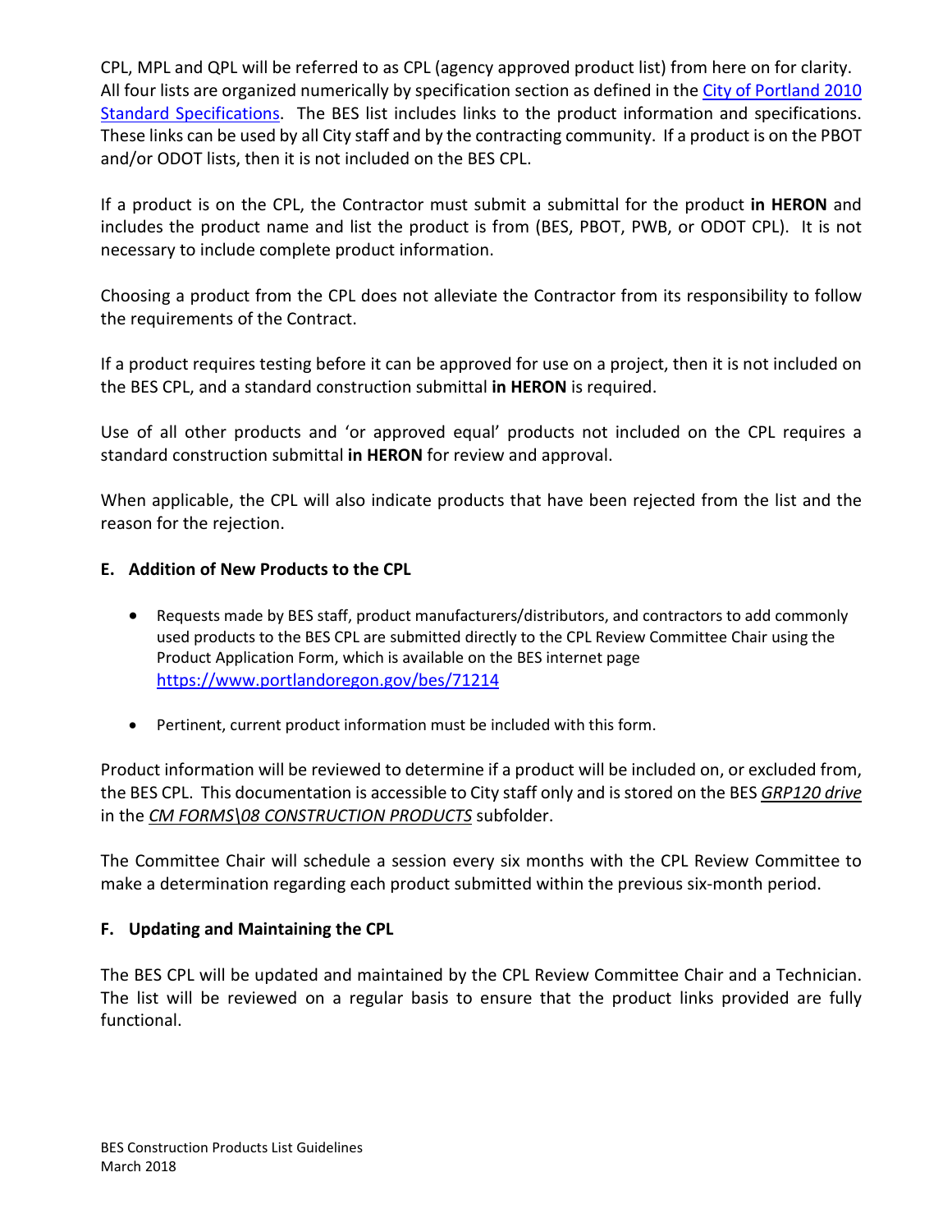CPL, MPL and QPL will be referred to as CPL (agency approved product list) from here on for clarity. All four lists are organized numerically by specification section as defined in the [City of Portland 2010 Standard Specifications](). The BES list includes links to the product information and specifications. These links can be used by all City staff and by the contracting community. If a product is on the PBOT and/or ODOT lists, then it is not included on the BES CPL.

If a product is on the CPL, the Contractor must submit a submittal for the product **in HERON** and includes the product name and list the product is from (BES, PBOT, PWB, or ODOT CPL). It is not necessary to include complete product information.

Choosing a product from the CPL does not alleviate the Contractor from its responsibility to follow the requirements of the Contract.

If a product requires testing before it can be approved for use on a project, then it is not included on the BES CPL, and a standard construction submittal **in HERON** is required.

Use of all other products and 'or approved equal' products not included on the CPL requires a standard construction submittal **in HERON** for review and approval.

When applicable, the CPL will also indicate products that have been rejected from the list and the reason for the rejection.

## E. Addition of New Products to the CPL

- Requests made by BES staff, product manufacturers/distributors, and contractors to add commonly used products to the BES CPL are submitted directly to the CPL Review Committee Chair using the Product Application Form, which is available on the BES internet page https://www.portlandoregon.gov/bes/71214

- Pertinent, current product information must be included with this form.

Product information will be reviewed to determine if a product will be included on, or excluded from, the BES CPL. This documentation is accessible to City staff only and is stored on the BES *GRP120 drive* in the *CM FORMS\08 CONSTRUCTION PRODUCTS* subfolder.

The Committee Chair will schedule a session every six months with the CPL Review Committee to make a determination regarding each product submitted within the previous six-month period.

## F. Updating and Maintaining the CPL

The BES CPL will be updated and maintained by the CPL Review Committee Chair and a Technician. The list will be reviewed on a regular basis to ensure that the product links provided are fully functional.